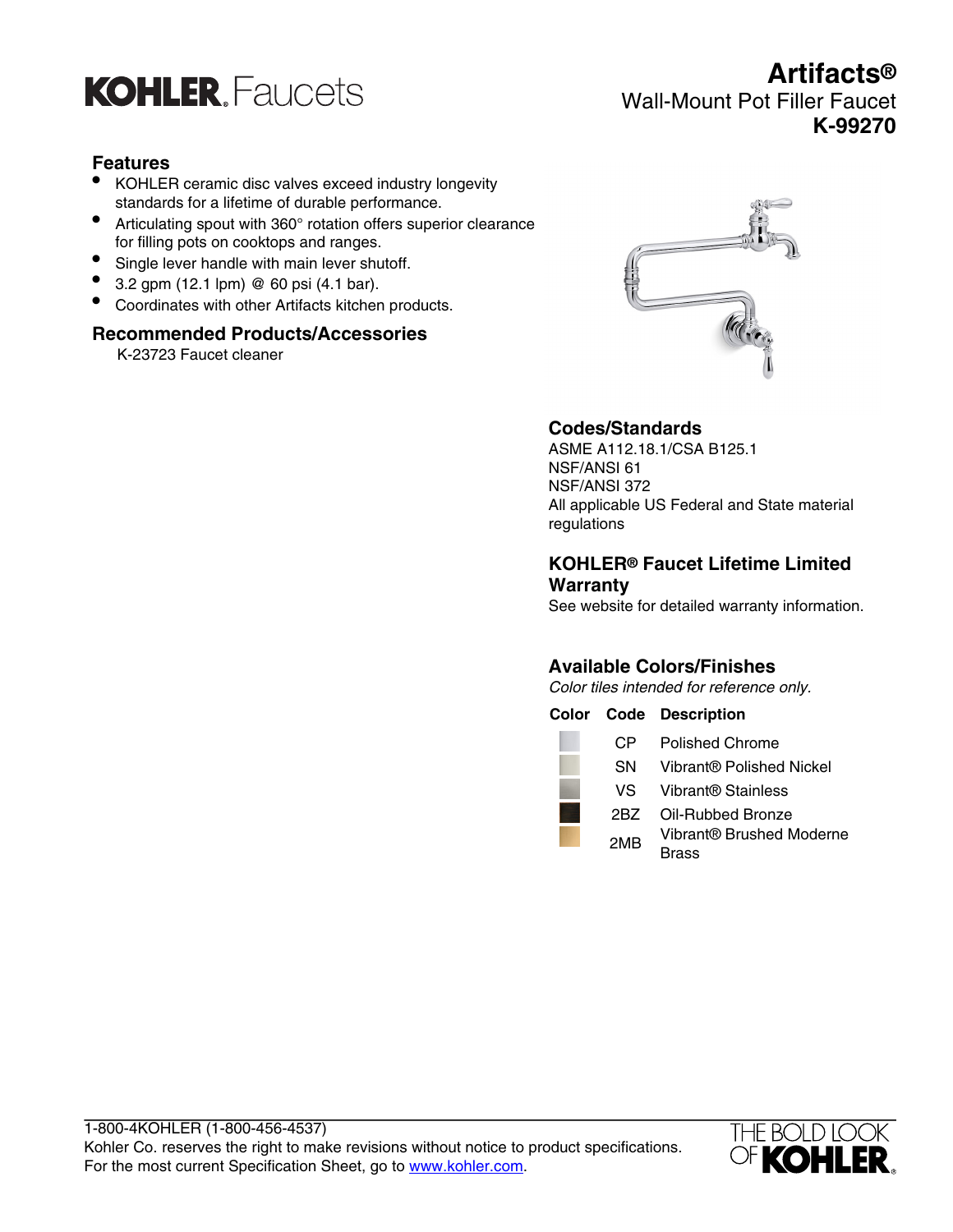# KOHLER. Faucets

# Artifacts®

## Wall-Mount Pot Filler Faucet

## K-99270

### Features

- KOHLER ceramic disc valves exceed industry longevity standards for a lifetime of durable performance.
- Articulating spout with 360° rotation offers superior clearance for filling pots on cooktops and ranges.
- Single lever handle with main lever shutoff.
- 3.2 gpm (12.1 lpm) @ 60 psi (4.1 bar).
- Coordinates with other Artifacts kitchen products.

### Recommended Products/Accessories

K-23723 Faucet cleaner

### Codes/Standards

ASME A112.18.1/CSA B125.1
NSF/ANSI 61
NSF/ANSI 372
All applicable US Federal and State material regulations

### KOHLER® Faucet Lifetime Limited Warranty

See website for detailed warranty information.

### Available Colors/Finishes

*Color tiles intended for reference only.*

| Color | Code | Description |
|---|---|---|
| | CP | Polished Chrome |
| | SN | Vibrant® Polished Nickel |
| | VS | Vibrant® Stainless |
| | 2BZ | Oil-Rubbed Bronze |
| | 2MB | Vibrant® Brushed Moderne Brass |

1-800-4KOHLER (1-800-456-4537)
Kohler Co. reserves the right to make revisions without notice to product specifications.
For the most current Specification Sheet, go to www.kohler.com.

THE BOLD LOOK OF KOHLER.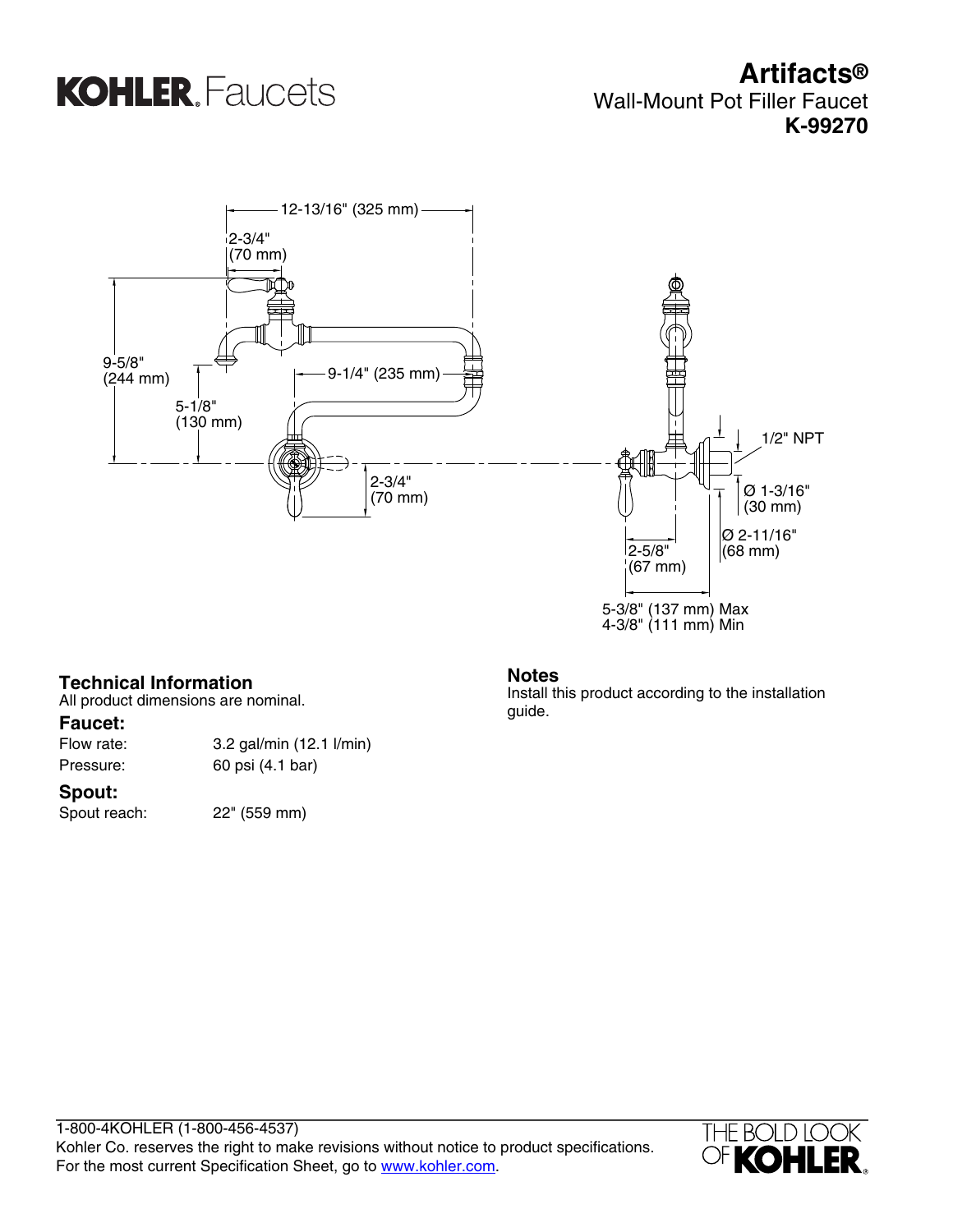# KOHLER. Faucets

## Artifacts®
Wall-Mount Pot Filler Faucet
**K-99270**

12-13/16" (325 mm)
2-3/4"
(70 mm)
9-5/8"
(244 mm)
9-1/4" (235 mm)
5-1/8"
(130 mm)
2-3/4"
(70 mm)
1/2" NPT
Ø 1-3/16"
(30 mm)
Ø 2-11/16"
(68 mm)
2-5/8"
(67 mm)
5-3/8" (137 mm) Max
4-3/8" (111 mm) Min

## Technical Information
All product dimensions are nominal.

### Faucet:

| | |
|---|---|
| Flow rate: | 3.2 gal/min (12.1 l/min) |
| Pressure: | 60 psi (4.1 bar) |

### Spout:

| | |
|---|---|
| Spout reach: | 22" (559 mm) |

## Notes
Install this product according to the installation guide.

1-800-4KOHLER (1-800-456-4537)
Kohler Co. reserves the right to make revisions without notice to product specifications.
For the most current Specification Sheet, go to www.kohler.com.

THE BOLD LOOK OF KOHLER.